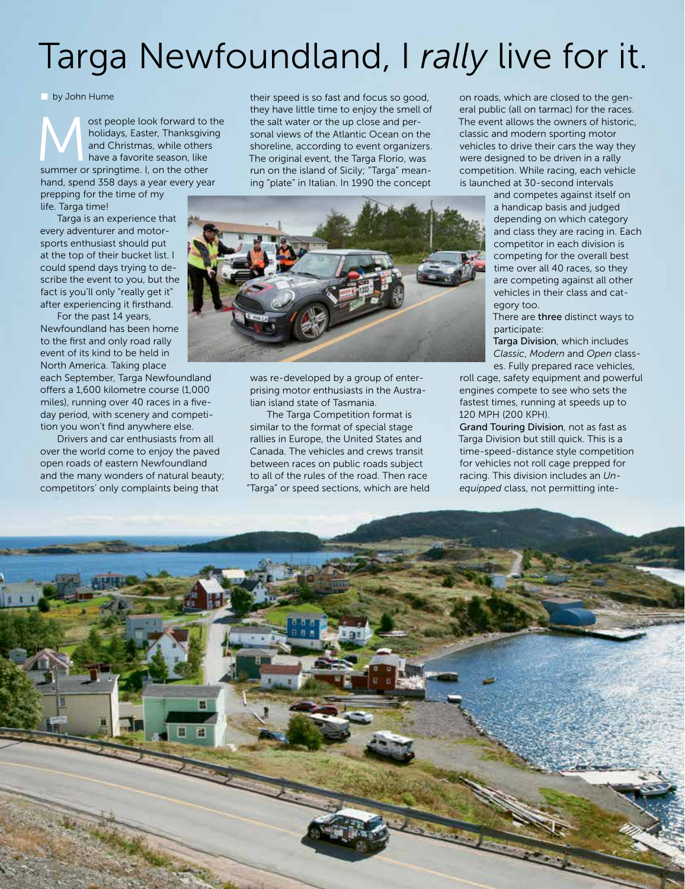# Targa Newfoundland, I *rally* live for it.

by John Hume

Most people look forward to the holidays, Easter, Thanksgiving and Christmas, while others have a favorite season, like summer or springtime. I, on the other hand, spend 358 days a year every year prepping for the time of my life. Targa time!

Targa is an experience that every adventurer and motorsports enthusiast should put at the top of their bucket list. I could spend days trying to describe the event to you, but the fact is you'll only "really get it" after experiencing it firsthand.

For the past 14 years, Newfoundland has been home to the first and only road rally event of its kind to be held in North America. Taking place each September, Targa Newfoundland offers a 1,600 kilometre course (1,000 miles), running over 40 races in a five-day period, with scenery and competition you won't find anywhere else.

Drivers and car enthusiasts from all over the world come to enjoy the paved open roads of eastern Newfoundland and the many wonders of natural beauty; competitors' only complaints being that their speed is so fast and focus so good, they have little time to enjoy the smell of the salt water or the up close and personal views of the Atlantic Ocean on the shoreline, according to event organizers. The original event, the Targa Florio, was run on the island of Sicily; "Targa" meaning "plate" in Italian. In 1990 the concept was re-developed by a group of enterprising motor enthusiasts in the Australian island state of Tasmania.

The Targa Competition format is similar to the format of special stage rallies in Europe, the United States and Canada. The vehicles and crews transit between races on public roads subject to all of the rules of the road. Then race "Targa" or speed sections, which are held on roads, which are closed to the general public (all on tarmac) for the races. The event allows the owners of historic, classic and modern sporting motor vehicles to drive their cars the way they were designed to be driven in a rally competition. While racing, each vehicle is launched at 30-second intervals and competes against itself on a handicap basis and judged depending on which category and class they are racing in. Each competitor in each division is competing for the overall best time over all 40 races, so they are competing against all other vehicles in their class and category too.

There are **three** distinct ways to participate:

**Targa Division**, which includes *Classic*, *Modern* and *Open* classes. Fully prepared race vehicles, roll cage, safety equipment and powerful engines compete to see who sets the fastest times, running at speeds up to 120 MPH (200 KPH).

**Grand Touring Division**, not as fast as Targa Division but still quick. This is a time-speed-distance style competition for vehicles not roll cage prepped for racing. This division includes an *Unequipped* class, not permitting inte-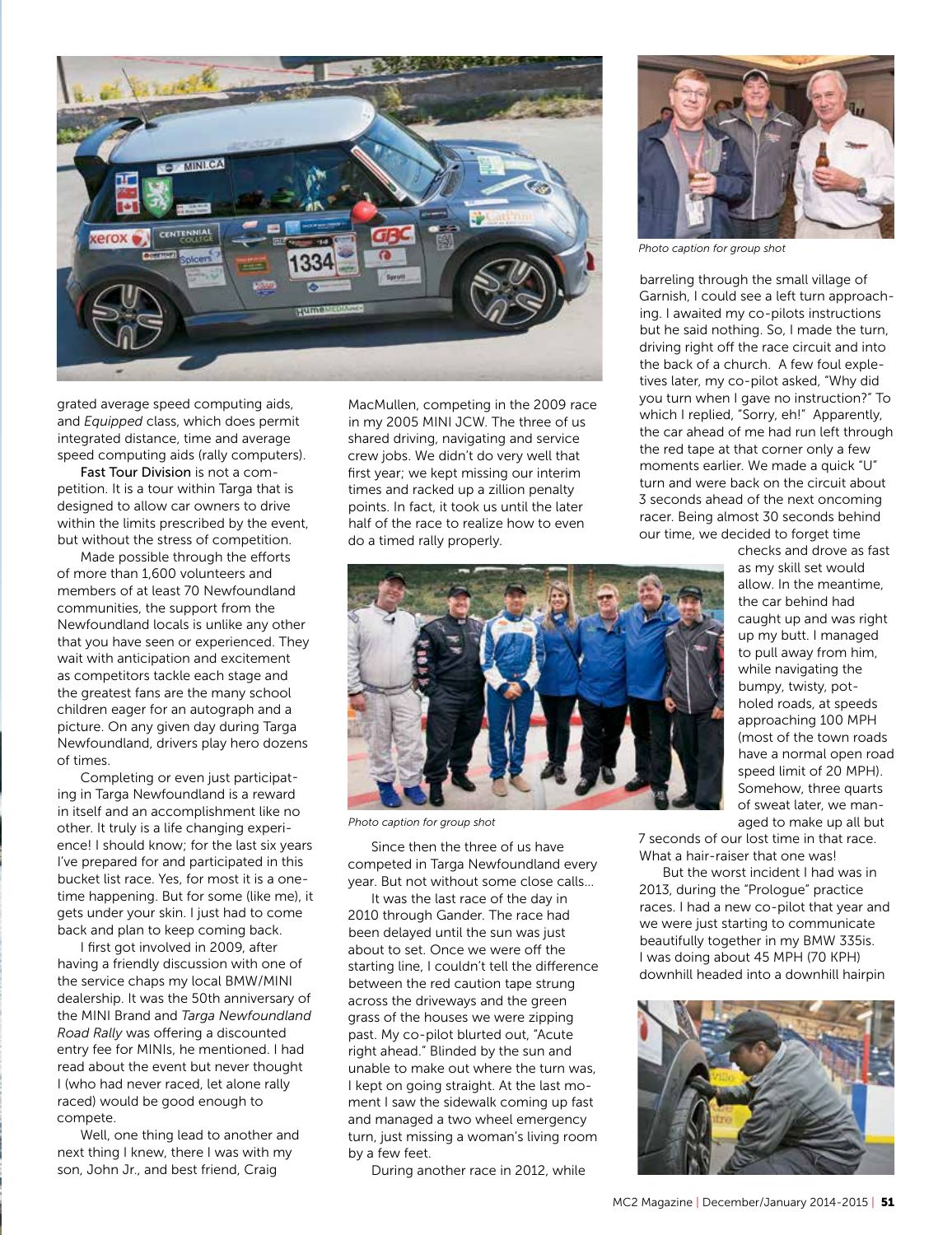grated average speed computing aids, and *Equipped* class, which does permit integrated distance, time and average speed computing aids (rally computers).

Fast Tour Division is not a competition. It is a tour within Targa that is designed to allow car owners to drive within the limits prescribed by the event, but without the stress of competition.

Made possible through the efforts of more than 1,600 volunteers and members of at least 70 Newfoundland communities, the support from the Newfoundland locals is unlike any other that you have seen or experienced. They wait with anticipation and excitement as competitors tackle each stage and the greatest fans are the many school children eager for an autograph and a picture. On any given day during Targa Newfoundland, drivers play hero dozens of times.

Completing or even just participating in Targa Newfoundland is a reward in itself and an accomplishment like no other. It truly is a life changing experience! I should know; for the last six years I've prepared for and participated in this bucket list race. Yes, for most it is a one-time happening. But for some (like me), it gets under your skin. I just had to come back and plan to keep coming back.

I first got involved in 2009, after having a friendly discussion with one of the service chaps my local BMW/MINI dealership. It was the 50th anniversary of the MINI Brand and *Targa Newfoundland Road Rally* was offering a discounted entry fee for MINIs, he mentioned. I had read about the event but never thought I (who had never raced, let alone rally raced) would be good enough to compete.

Well, one thing lead to another and next thing I knew, there I was with my son, John Jr., and best friend, Craig MacMullen, competing in the 2009 race in my 2005 MINI JCW. The three of us shared driving, navigating and service crew jobs. We didn't do very well that first year; we kept missing our interim times and racked up a zillion penalty points. In fact, it took us until the later half of the race to realize how to even do a timed rally properly.

*Photo caption for group shot*

Since then the three of us have competed in Targa Newfoundland every year. But not without some close calls...

It was the last race of the day in 2010 through Gander. The race had been delayed until the sun was just about to set. Once we were off the starting line, I couldn't tell the difference between the red caution tape strung across the driveways and the green grass of the houses we were zipping past. My co-pilot blurted out, "Acute right ahead." Blinded by the sun and unable to make out where the turn was, I kept on going straight. At the last moment I saw the sidewalk coming up fast and managed a two wheel emergency turn, just missing a woman's living room by a few feet.

During another race in 2012, while barreling through the small village of Garnish, I could see a left turn approaching. I awaited my co-pilots instructions but he said nothing. So, I made the turn, driving right off the race circuit and into the back of a church. A few foul expletives later, my co-pilot asked, "Why did you turn when I gave no instruction?" To which I replied, "Sorry, eh!" Apparently, the car ahead of me had run left through the red tape at that corner only a few moments earlier. We made a quick "U" turn and were back on the circuit about 3 seconds ahead of the next oncoming racer. Being almost 30 seconds behind our time, we decided to forget time checks and drove as fast as my skill set would allow. In the meantime, the car behind had caught up and was right up my butt. I managed to pull away from him, while navigating the bumpy, twisty, pot-holed roads, at speeds approaching 100 MPH (most of the town roads have a normal open road speed limit of 20 MPH). Somehow, three quarts of sweat later, we managed to make up all but 7 seconds of our lost time in that race. What a hair-raiser that one was!

*Photo caption for group shot*

But the worst incident I had was in 2013, during the "Prologue" practice races. I had a new co-pilot that year and we were just starting to communicate beautifully together in my BMW 335is. I was doing about 45 MPH (70 KPH) downhill headed into a downhill hairpin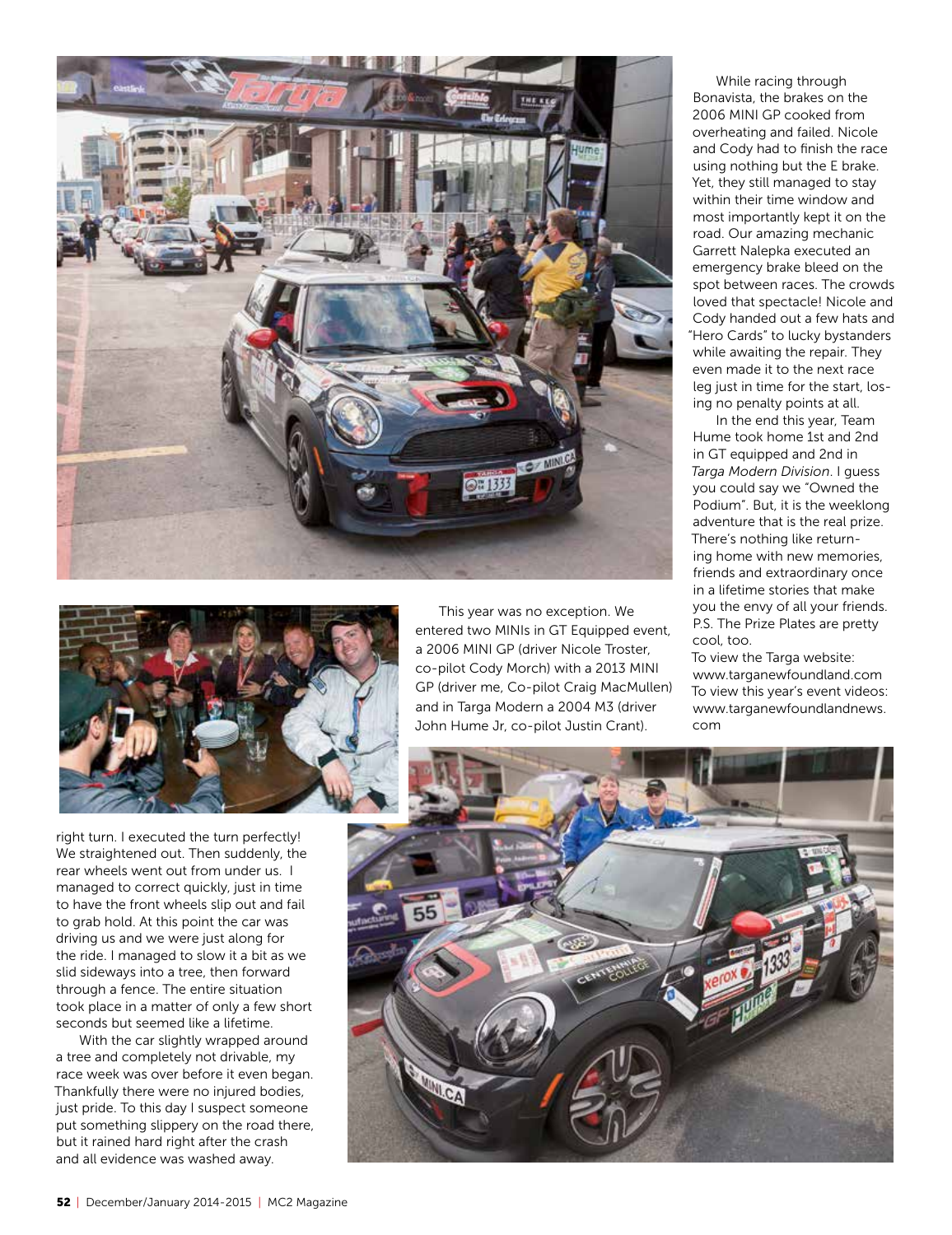right turn. I executed the turn perfectly! We straightened out. Then suddenly, the rear wheels went out from under us. I managed to correct quickly, just in time to have the front wheels slip out and fail to grab hold. At this point the car was driving us and we were just along for the ride. I managed to slow it a bit as we slid sideways into a tree, then forward through a fence. The entire situation took place in a matter of only a few short seconds but seemed like a lifetime.

With the car slightly wrapped around a tree and completely not drivable, my race week was over before it even began. Thankfully there were no injured bodies, just pride. To this day I suspect someone put something slippery on the road there, but it rained hard right after the crash and all evidence was washed away.

This year was no exception. We entered two MINIs in GT Equipped event, a 2006 MINI GP (driver Nicole Troster, co-pilot Cody Morch) with a 2013 MINI GP (driver me, Co-pilot Craig MacMullen) and in Targa Modern a 2004 M3 (driver John Hume Jr, co-pilot Justin Crant).

While racing through Bonavista, the brakes on the 2006 MINI GP cooked from overheating and failed. Nicole and Cody had to finish the race using nothing but the E brake. Yet, they still managed to stay within their time window and most importantly kept it on the road. Our amazing mechanic Garrett Nalepka executed an emergency brake bleed on the spot between races. The crowds loved that spectacle! Nicole and Cody handed out a few hats and "Hero Cards" to lucky bystanders while awaiting the repair. They even made it to the next race leg just in time for the start, losing no penalty points at all.

In the end this year, Team Hume took home 1st and 2nd in GT equipped and 2nd in *Targa Modern Division*. I guess you could say we "Owned the Podium". But, it is the weeklong adventure that is the real prize. There's nothing like returning home with new memories, friends and extraordinary once in a lifetime stories that make you the envy of all your friends.

P.S. The Prize Plates are pretty cool, too.

To view the Targa website: www.targanewfoundland.com

To view this year's event videos: www.targanewfoundlandnews.com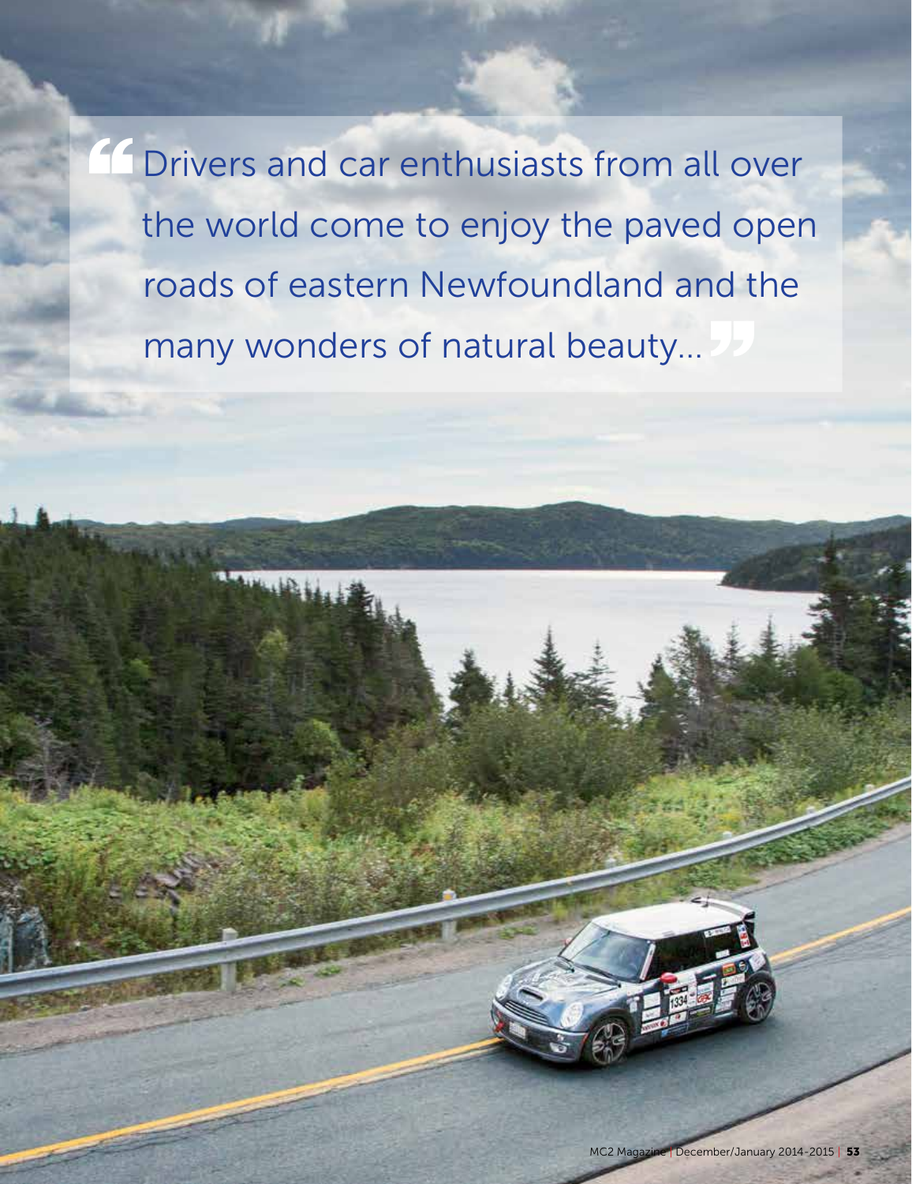> "Drivers and car enthusiasts from all over the world come to enjoy the paved open roads of eastern Newfoundland and the many wonders of natural beauty..."